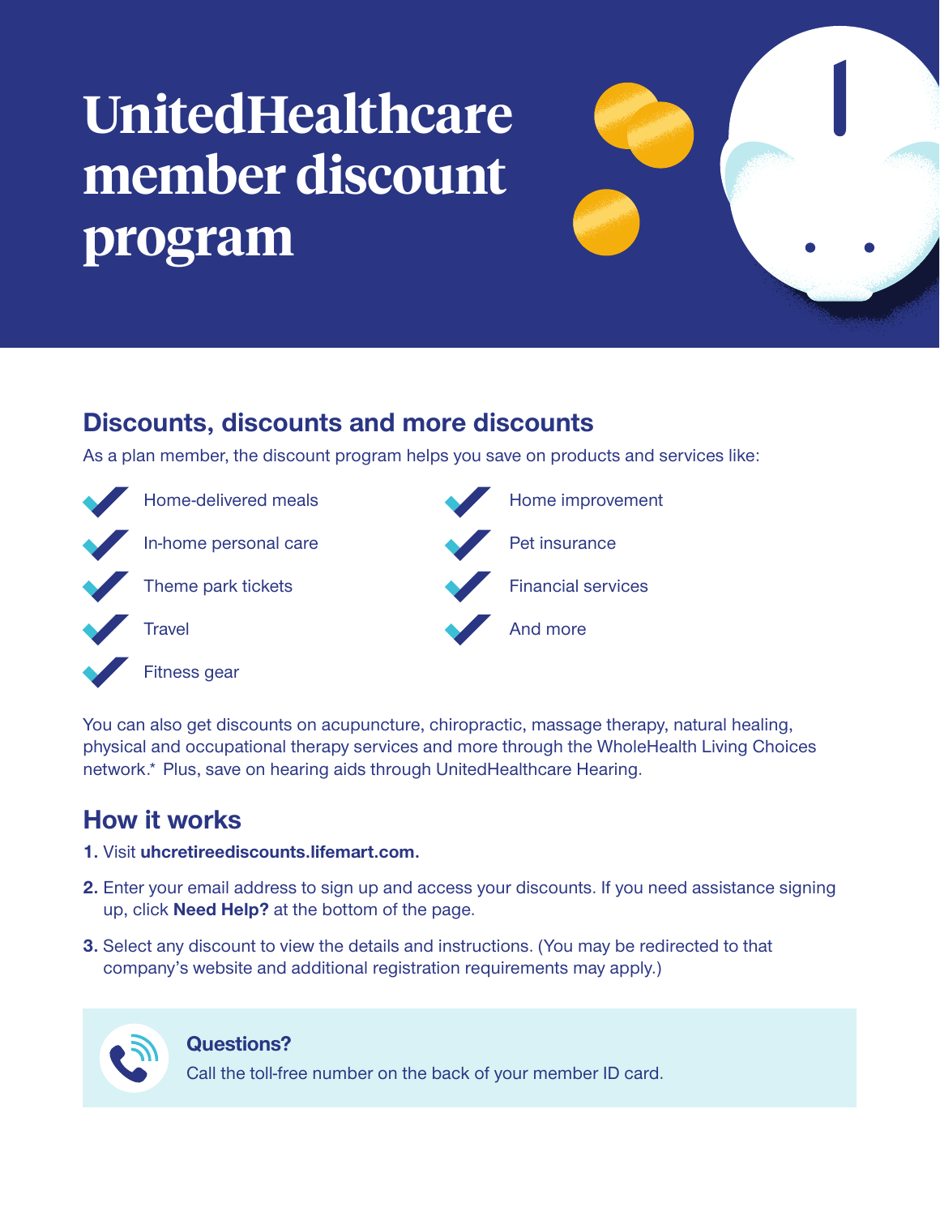# UnitedHealthcare member discount program

## Discounts, discounts and more discounts

As a plan member, the discount program helps you save on products and services like:

- Home-delivered meals
- In-home personal care
- Theme park tickets
- Travel
- Fitness gear
- Home improvement
- Pet insurance
- Financial services
- And more

You can also get discounts on acupuncture, chiropractic, massage therapy, natural healing, physical and occupational therapy services and more through the WholeHealth Living Choices network.* Plus, save on hearing aids through UnitedHealthcare Hearing.

## How it works

1. Visit **uhcretireediscounts.lifemart.com.**
2. Enter your email address to sign up and access your discounts. If you need assistance signing up, click **Need Help?** at the bottom of the page.
3. Select any discount to view the details and instructions. (You may be redirected to that company's website and additional registration requirements may apply.)

**Questions?**

Call the toll-free number on the back of your member ID card.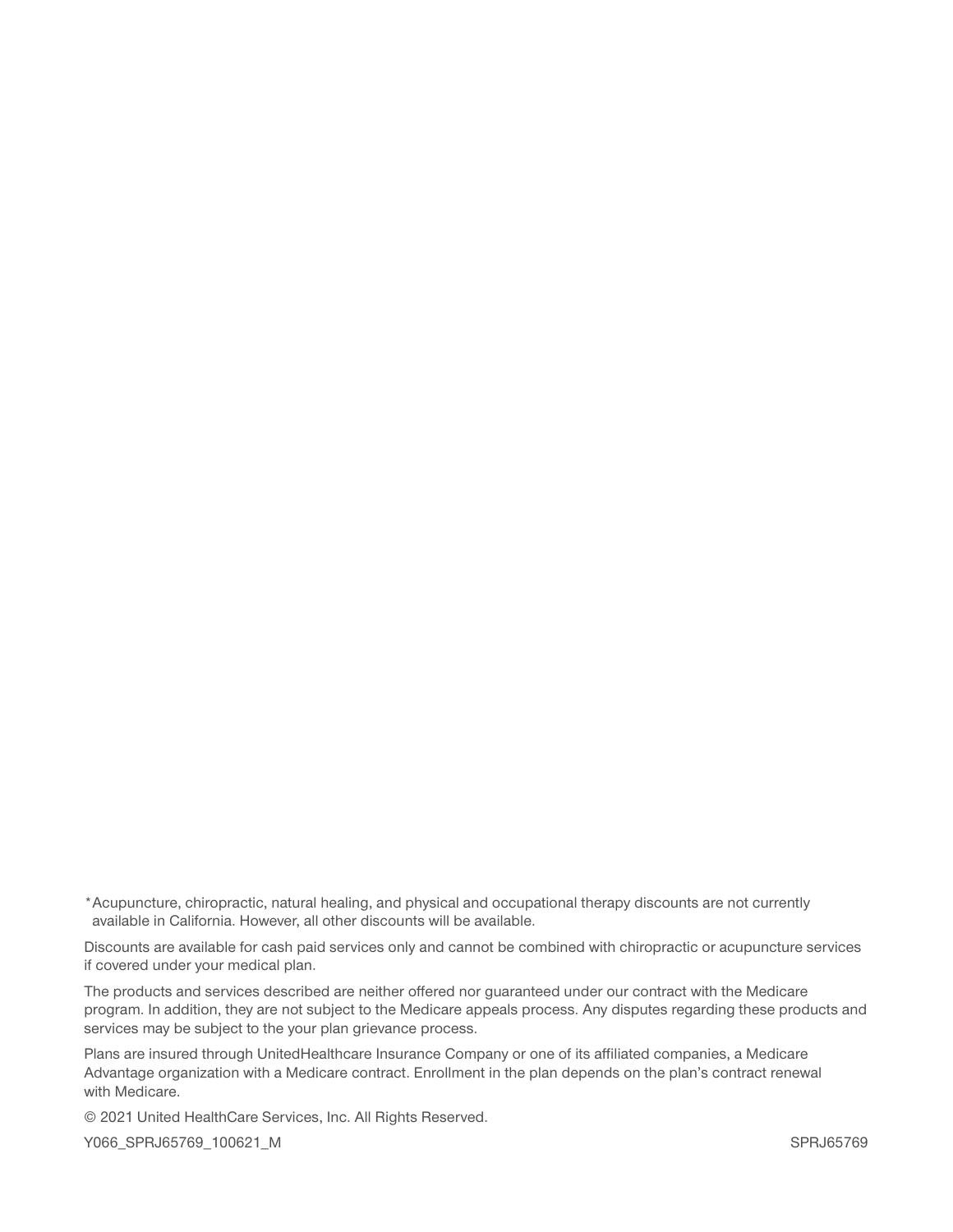*Acupuncture, chiropractic, natural healing, and physical and occupational therapy discounts are not currently available in California. However, all other discounts will be available.

Discounts are available for cash paid services only and cannot be combined with chiropractic or acupuncture services if covered under your medical plan.

The products and services described are neither offered nor guaranteed under our contract with the Medicare program. In addition, they are not subject to the Medicare appeals process. Any disputes regarding these products and services may be subject to the your plan grievance process.

Plans are insured through UnitedHealthcare Insurance Company or one of its affiliated companies, a Medicare Advantage organization with a Medicare contract. Enrollment in the plan depends on the plan's contract renewal with Medicare.

© 2021 United HealthCare Services, Inc. All Rights Reserved.

Y066_SPRJ65769_100621_M

SPRJ65769